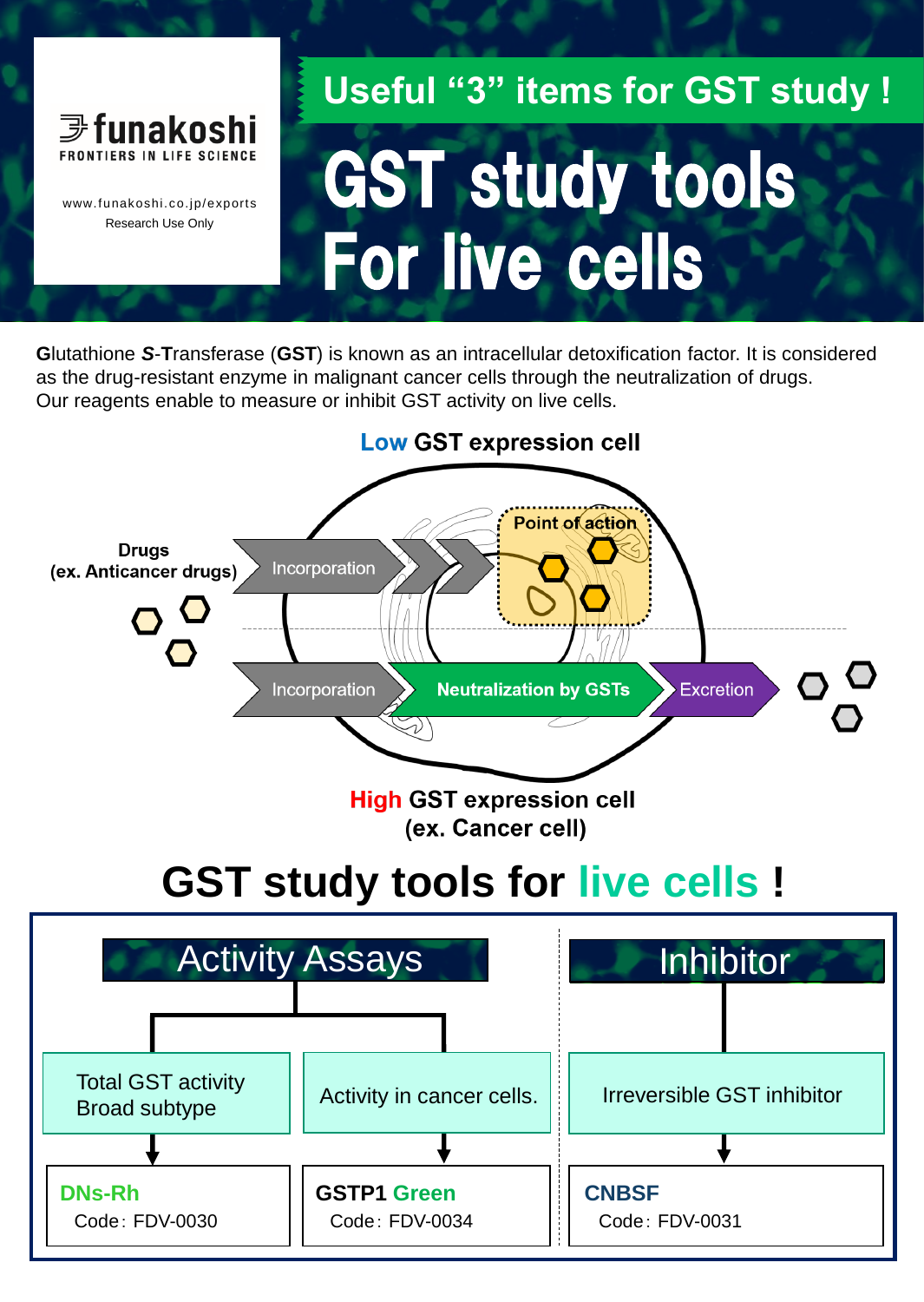funakoshi
FRONTIERS IN LIFE SCIENCE

www.funakoshi.co.jp/exports
Research Use Only

## Useful "3" items for GST study !

# GST study tools For live cells

**G**lutathione ***S***-**T**ransferase (**GST**) is known as an intracellular detoxification factor. It is considered as the drug-resistant enzyme in malignant cancer cells through the neutralization of drugs.
Our reagents enable to measure or inhibit GST activity on live cells.

**Low GST expression cell**

**Drugs (ex. Anticancer drugs)** → Incorporation → Point of action

Incorporation → Neutralization by GSTs → Excretion

**High GST expression cell (ex. Cancer cell)**

## GST study tools for live cells !

### Activity Assays

- Total GST activity Broad subtype → **DNs-Rh** Code: FDV-0030
- Activity in cancer cells. → **GSTP1 Green** Code: FDV-0034

### Inhibitor

- Irreversible GST inhibitor → **CNBSF** Code: FDV-0031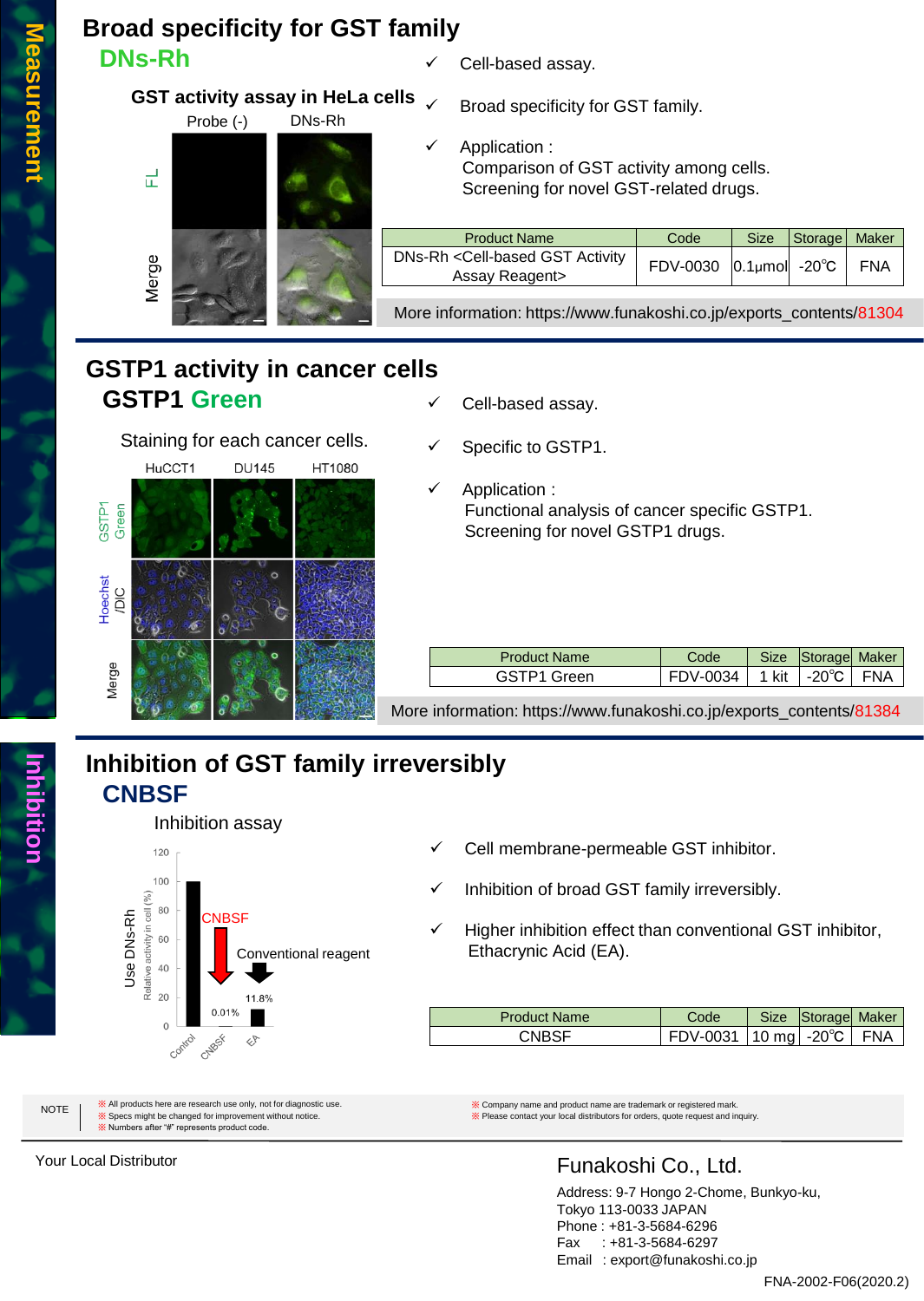Measurement

# Broad specificity for GST family

## DNs-Rh

GST activity assay in HeLa cells

Probe (-)
DNs-Rh
FL
Merge

- ✓ Cell-based assay.
- ✓ Broad specificity for GST family.
- ✓ Application :
  Comparison of GST activity among cells.
  Screening for novel GST-related drugs.

| Product Name | Code | Size | Storage | Maker |
|---|---|---|---|---|
| DNs-Rh <Cell-based GST Activity Assay Reagent> | FDV-0030 | 0.1μmol | -20℃ | FNA |

More information: https://www.funakoshi.co.jp/exports_contents/81304

# GSTP1 activity in cancer cells

## GSTP1 Green

Staining for each cancer cells.

HuCCT1
DU145
HT1080
GSTP1 Green
Hoechst /DIC
Merge

- ✓ Cell-based assay.
- ✓ Specific to GSTP1.
- ✓ Application :
  Functional analysis of cancer specific GSTP1.
  Screening for novel GSTP1 drugs.

| Product Name | Code | Size | Storage | Maker |
|---|---|---|---|---|
| GSTP1 Green | FDV-0034 | 1 kit | -20℃ | FNA |

More information: https://www.funakoshi.co.jp/exports_contents/81384

Inhibition

# Inhibition of GST family irreversibly

## CNBSF

Inhibition assay

Use DNs-Rh
Relative activity in cell (%)
120
100
80
60
40
20
0
CNBSF
Conventional reagent
0.01%
11.8%
Control
CNBSF
EA

- ✓ Cell membrane-permeable GST inhibitor.
- ✓ Inhibition of broad GST family irreversibly.
- ✓ Higher inhibition effect than conventional GST inhibitor, Ethacrynic Acid (EA).

| Product Name | Code | Size | Storage | Maker |
|---|---|---|---|---|
| CNBSF | FDV-0031 | 10 mg | -20℃ | FNA |

NOTE

※ All products here are research use only, not for diagnostic use.
※ Specs might be changed for improvement without notice.
※ Numbers after "#" represents product code.

※ Company name and product name are trademark or registered mark.
※ Please contact your local distributors for orders, quote request and inquiry.

Your Local Distributor

**Funakoshi Co., Ltd.**

Address: 9-7 Hongo 2-Chome, Bunkyo-ku,
Tokyo 113-0033 JAPAN
Phone : +81-3-5684-6296
Fax : +81-3-5684-6297
Email : export@funakoshi.co.jp

FNA-2002-F06(2020.2)